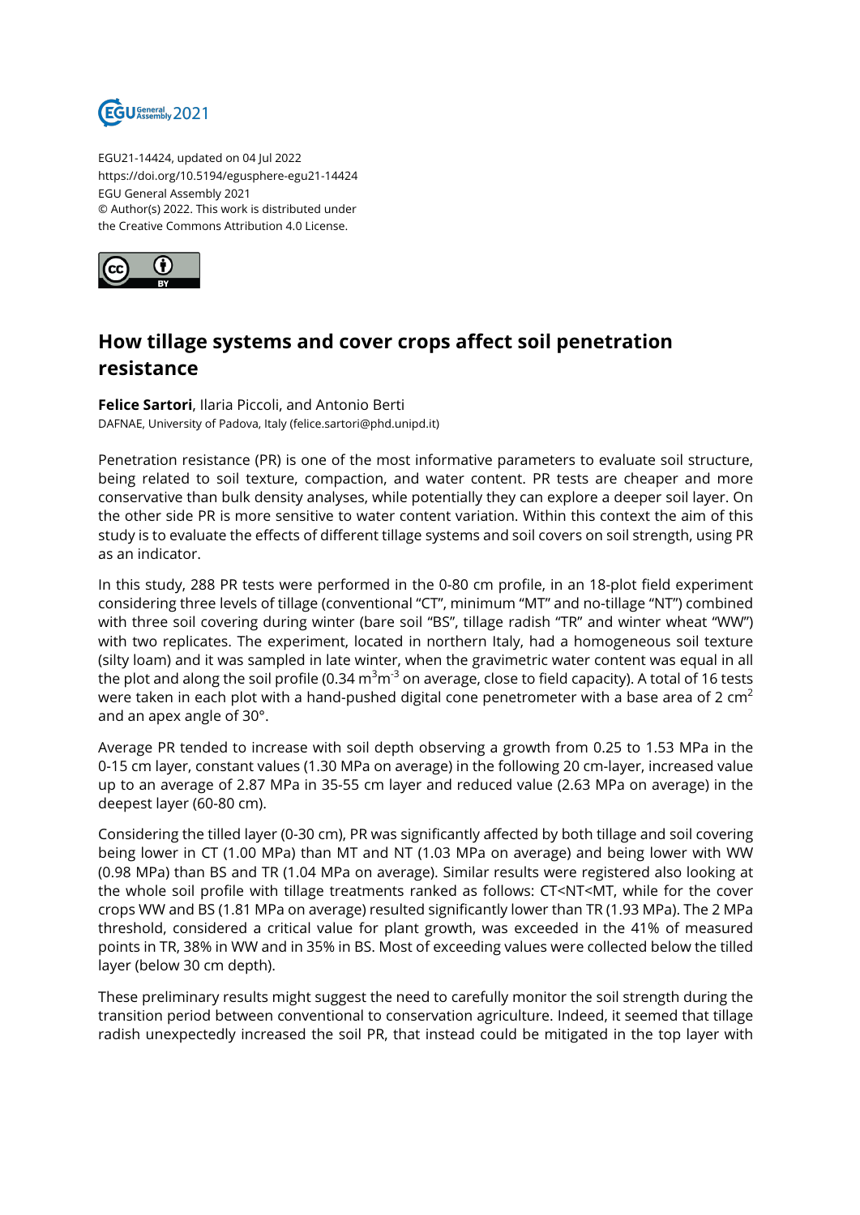EGU21-14424, updated on 04 Jul 2022
https://doi.org/10.5194/egusphere-egu21-14424
EGU General Assembly 2021
© Author(s) 2022. This work is distributed under
the Creative Commons Attribution 4.0 License.

# How tillage systems and cover crops affect soil penetration resistance

**Felice Sartori**, Ilaria Piccoli, and Antonio Berti
DAFNAE, University of Padova, Italy (felice.sartori@phd.unipd.it)

Penetration resistance (PR) is one of the most informative parameters to evaluate soil structure, being related to soil texture, compaction, and water content. PR tests are cheaper and more conservative than bulk density analyses, while potentially they can explore a deeper soil layer. On the other side PR is more sensitive to water content variation. Within this context the aim of this study is to evaluate the effects of different tillage systems and soil covers on soil strength, using PR as an indicator.

In this study, 288 PR tests were performed in the 0-80 cm profile, in an 18-plot field experiment considering three levels of tillage (conventional “CT”, minimum “MT” and no-tillage “NT”) combined with three soil covering during winter (bare soil “BS”, tillage radish “TR” and winter wheat “WW”) with two replicates. The experiment, located in northern Italy, had a homogeneous soil texture (silty loam) and it was sampled in late winter, when the gravimetric water content was equal in all the plot and along the soil profile (0.34 $m^3m^{-3}$ on average, close to field capacity). A total of 16 tests were taken in each plot with a hand-pushed digital cone penetrometer with a base area of 2 $cm^2$ and an apex angle of 30°.

Average PR tended to increase with soil depth observing a growth from 0.25 to 1.53 MPa in the 0-15 cm layer, constant values (1.30 MPa on average) in the following 20 cm-layer, increased value up to an average of 2.87 MPa in 35-55 cm layer and reduced value (2.63 MPa on average) in the deepest layer (60-80 cm).

Considering the tilled layer (0-30 cm), PR was significantly affected by both tillage and soil covering being lower in CT (1.00 MPa) than MT and NT (1.03 MPa on average) and being lower with WW (0.98 MPa) than BS and TR (1.04 MPa on average). Similar results were registered also looking at the whole soil profile with tillage treatments ranked as follows: CT<NT<MT, while for the cover crops WW and BS (1.81 MPa on average) resulted significantly lower than TR (1.93 MPa). The 2 MPa threshold, considered a critical value for plant growth, was exceeded in the 41% of measured points in TR, 38% in WW and in 35% in BS. Most of exceeding values were collected below the tilled layer (below 30 cm depth).

These preliminary results might suggest the need to carefully monitor the soil strength during the transition period between conventional to conservation agriculture. Indeed, it seemed that tillage radish unexpectedly increased the soil PR, that instead could be mitigated in the top layer with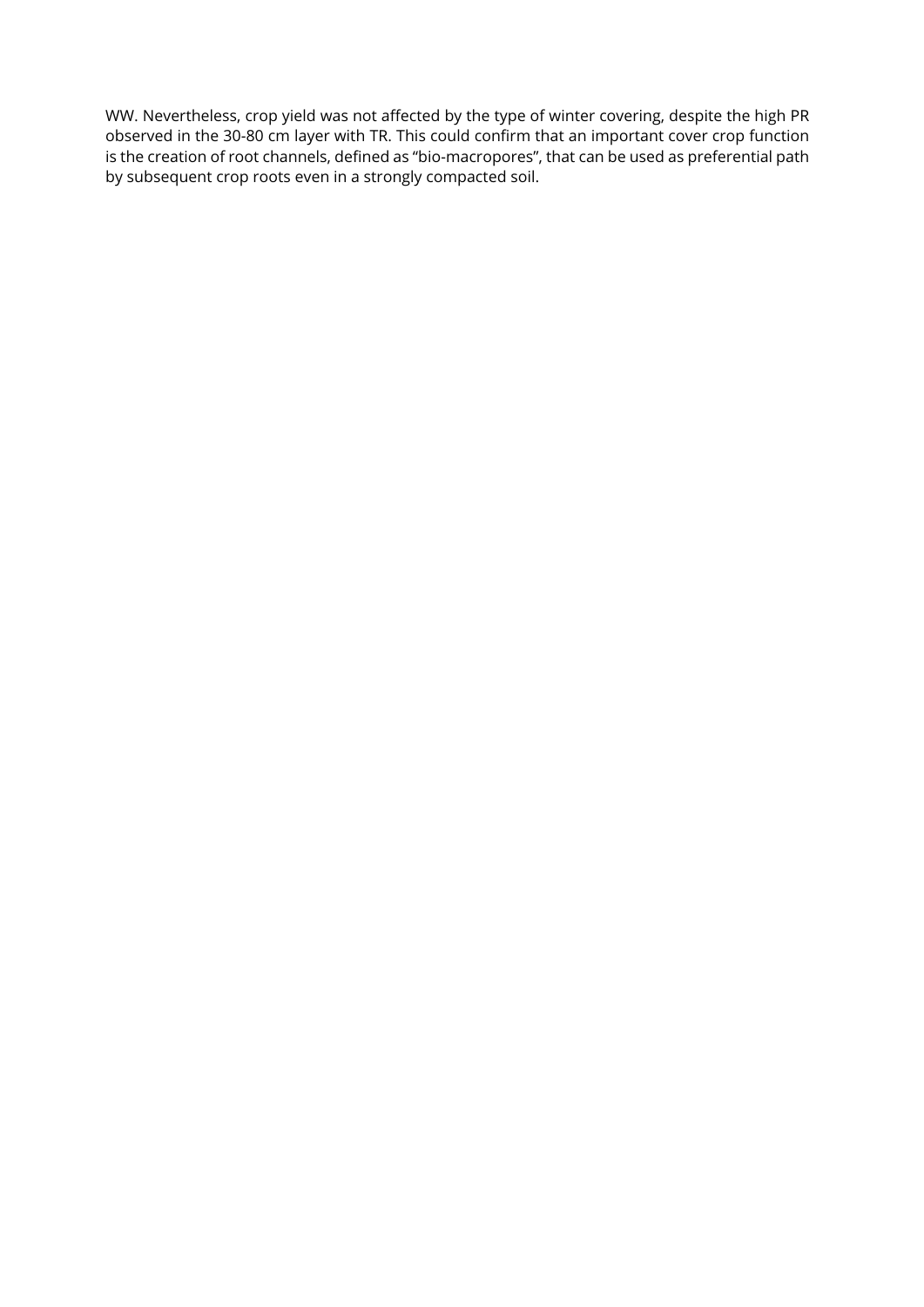WW. Nevertheless, crop yield was not affected by the type of winter covering, despite the high PR observed in the 30-80 cm layer with TR. This could confirm that an important cover crop function is the creation of root channels, defined as "bio-macropores", that can be used as preferential path by subsequent crop roots even in a strongly compacted soil.